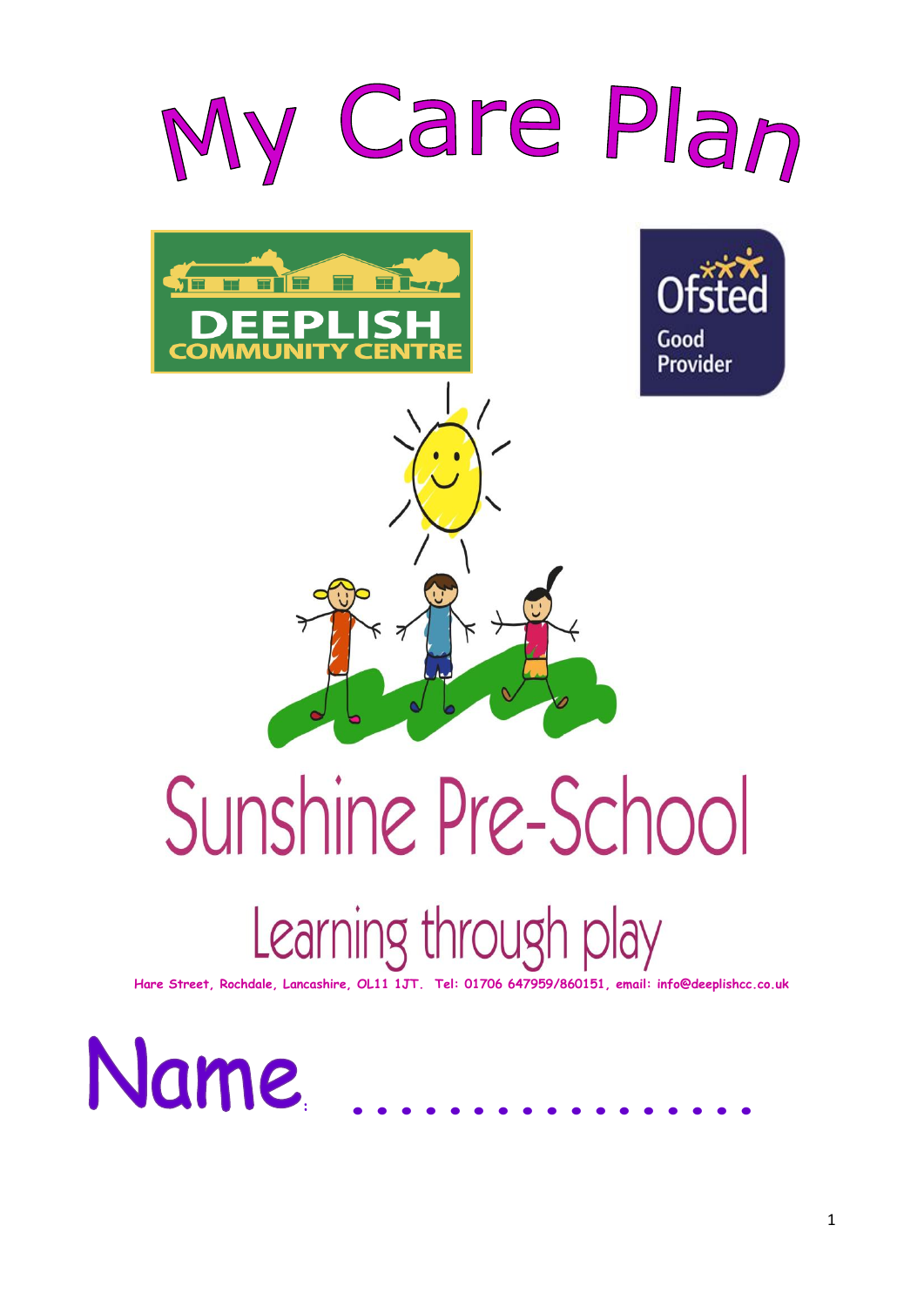# My Care Plan

DEEPLISH COMMUNITY CENTRE

Ofsted Good Provider

## Sunshine Pre-School

Learning through play

**Hare Street, Rochdale, Lancashire, OL11 1JT. Tel: 01706 647959/860151, email: info@deeplishcc.co.uk**

# Name: ..................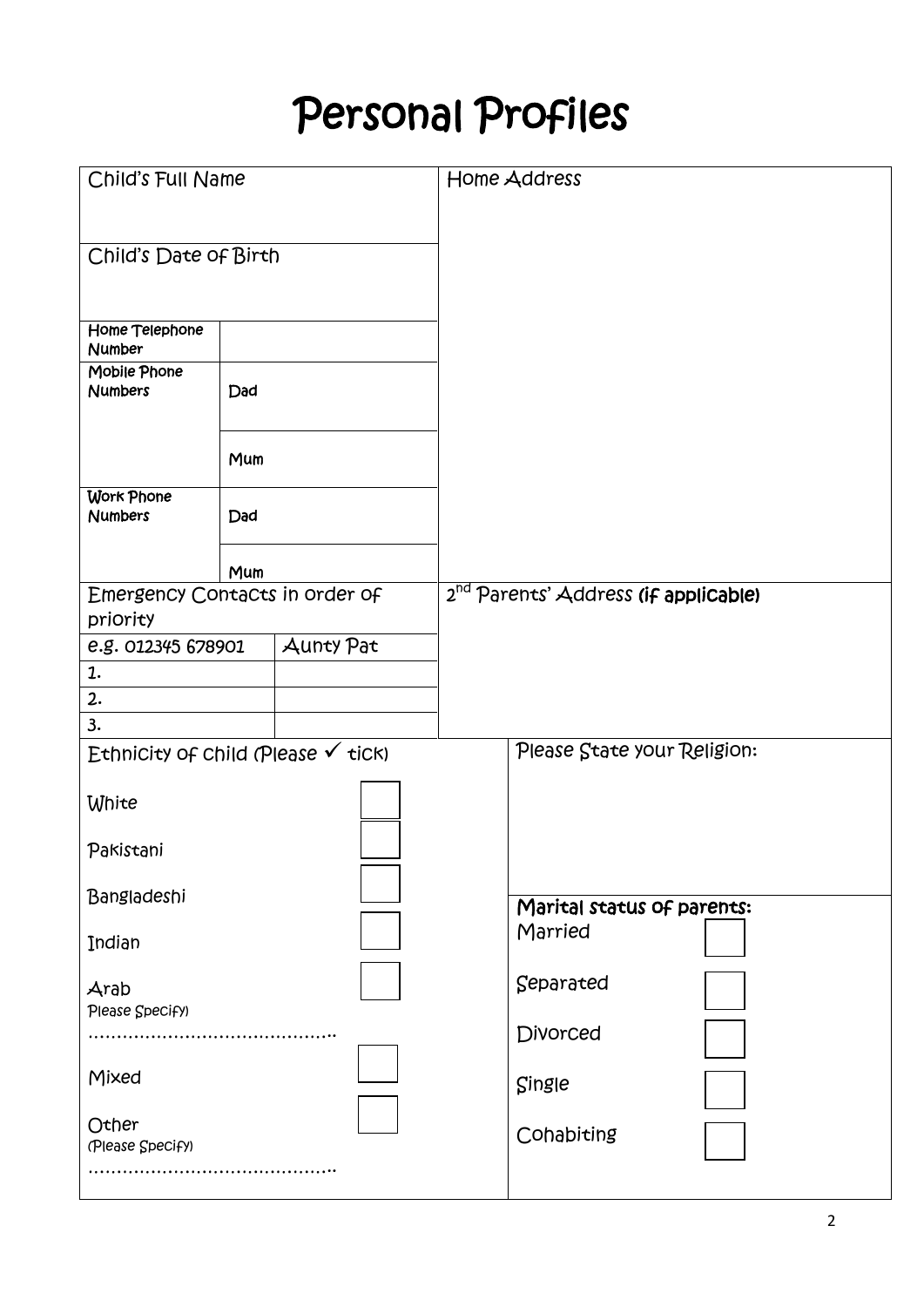# Personal Profiles

| Child's Full Name | | | Home Address |
|---|---|---|---|
| Child's Date of Birth | | | |
| Home Telephone Number | | | |
| Mobile Phone Numbers | Dad | | |
| | Mum | | |
| Work Phone Numbers | Dad | | |
| | Mum | | |

| Emergency Contacts in order of priority | | 2nd Parents' Address **(if applicable)** |
|---|---|---|
| e.g. 012345 678901 | Aunty Pat | |
| 1. | | |
| 2. | | |
| 3. | | |

**Ethnicity of child (Please ✓ tick)**

- White ☐
- Pakistani ☐
- Bangladeshi ☐
- Indian ☐
- Arab ☐
  Please Specify) ……………………………………..
- Mixed ☐
- Other ☐
  (Please Specify) ……………………………………..

**Please State your Religion:**

**Marital status of parents:**

- Married ☐
- Separated ☐
- Divorced ☐
- Single ☐
- Cohabiting ☐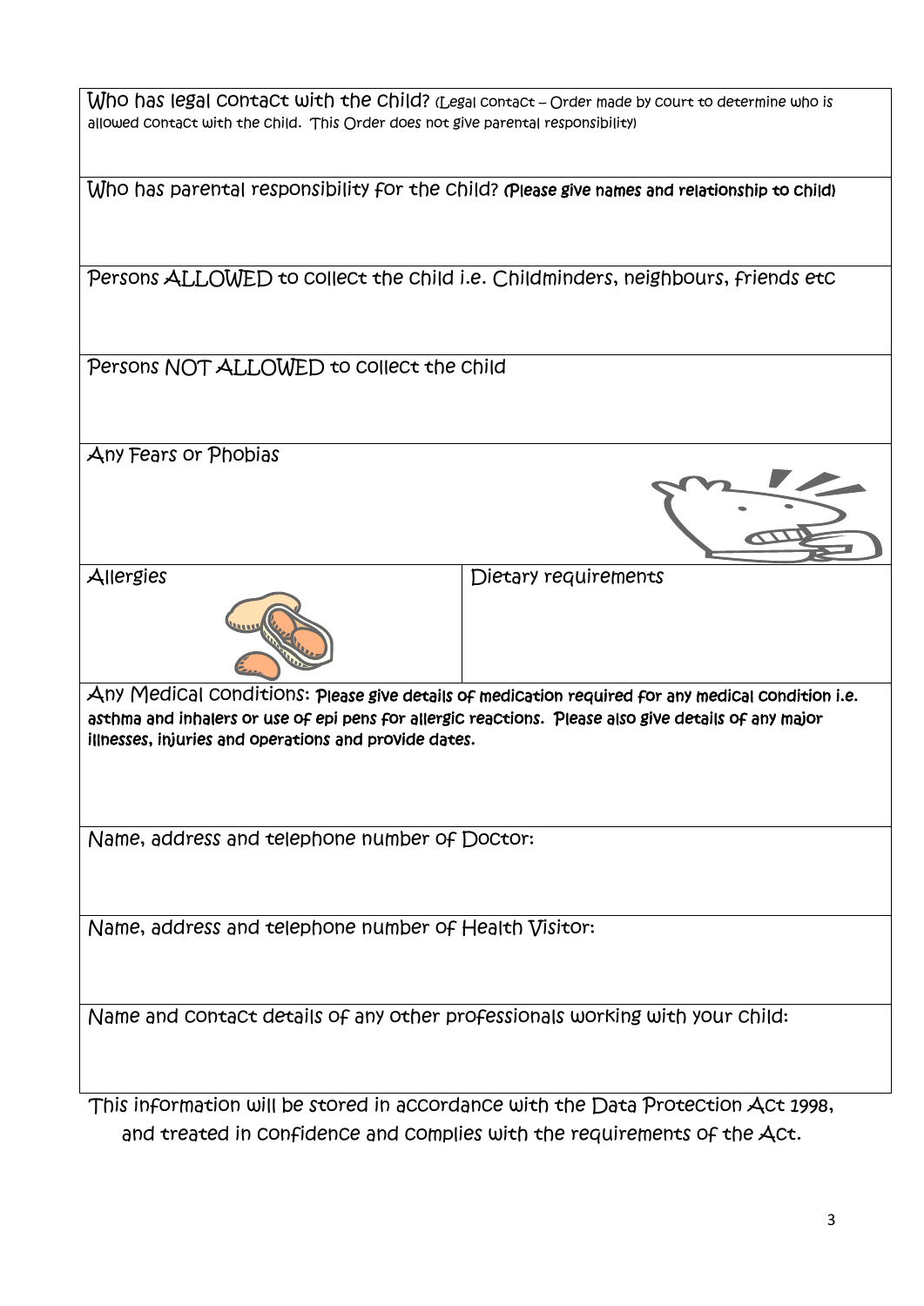| Who has legal contact with the child? (Legal contact – Order made by court to determine who is allowed contact with the child. This Order does not give parental responsibility) | |
|---|---|
| Who has parental responsibility for the child? **(Please give names and relationship to child)** | |
| Persons ALLOWED to collect the child i.e. Childminders, neighbours, friends etc | |
| Persons NOT ALLOWED to collect the child | |
| Any Fears or Phobias | |
| Allergies | Dietary requirements |
| Any Medical conditions: **Please give details of medication required for any medical condition i.e. asthma and inhalers or use of epi pens for allergic reactions. Please also give details of any major illnesses, injuries and operations and provide dates.** | |
| Name, address and telephone number of Doctor: | |
| Name, address and telephone number of Health Visitor: | |
| Name and contact details of any other professionals working with your child: | |

This information will be stored in accordance with the Data Protection Act 1998, and treated in confidence and complies with the requirements of the Act.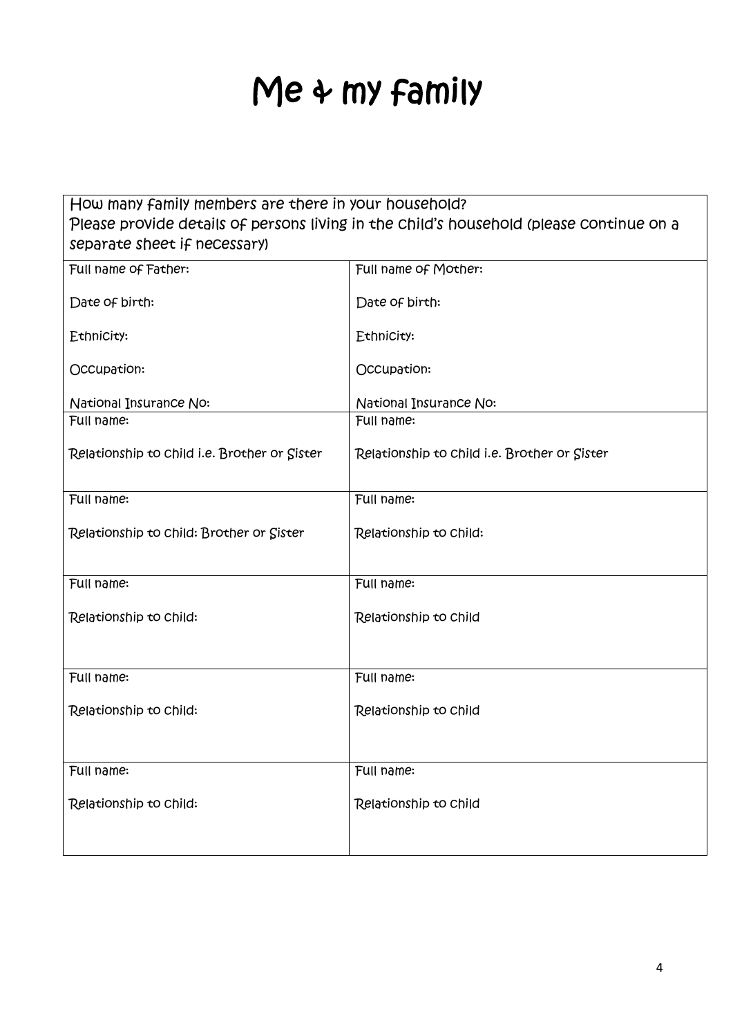# Me & my family

| How many family members are there in your household?<br>Please provide details of persons living in the child's household (please continue on a separate sheet if necessary) | |
|---|---|
| Full name of Father:<br><br>Date of birth:<br><br>Ethnicity:<br><br>Occupation:<br><br>National Insurance No: | Full name of Mother:<br><br>Date of birth:<br><br>Ethnicity:<br><br>Occupation:<br><br>National Insurance No: |
| Full name:<br><br>Relationship to child i.e. Brother or Sister | Full name:<br><br>Relationship to child i.e. Brother or Sister |
| Full name:<br><br>Relationship to child: Brother or Sister | Full name:<br><br>Relationship to child: |
| Full name:<br><br>Relationship to child: | Full name:<br><br>Relationship to child |
| Full name:<br><br>Relationship to child: | Full name:<br><br>Relationship to child |
| Full name:<br><br>Relationship to child: | Full name:<br><br>Relationship to child |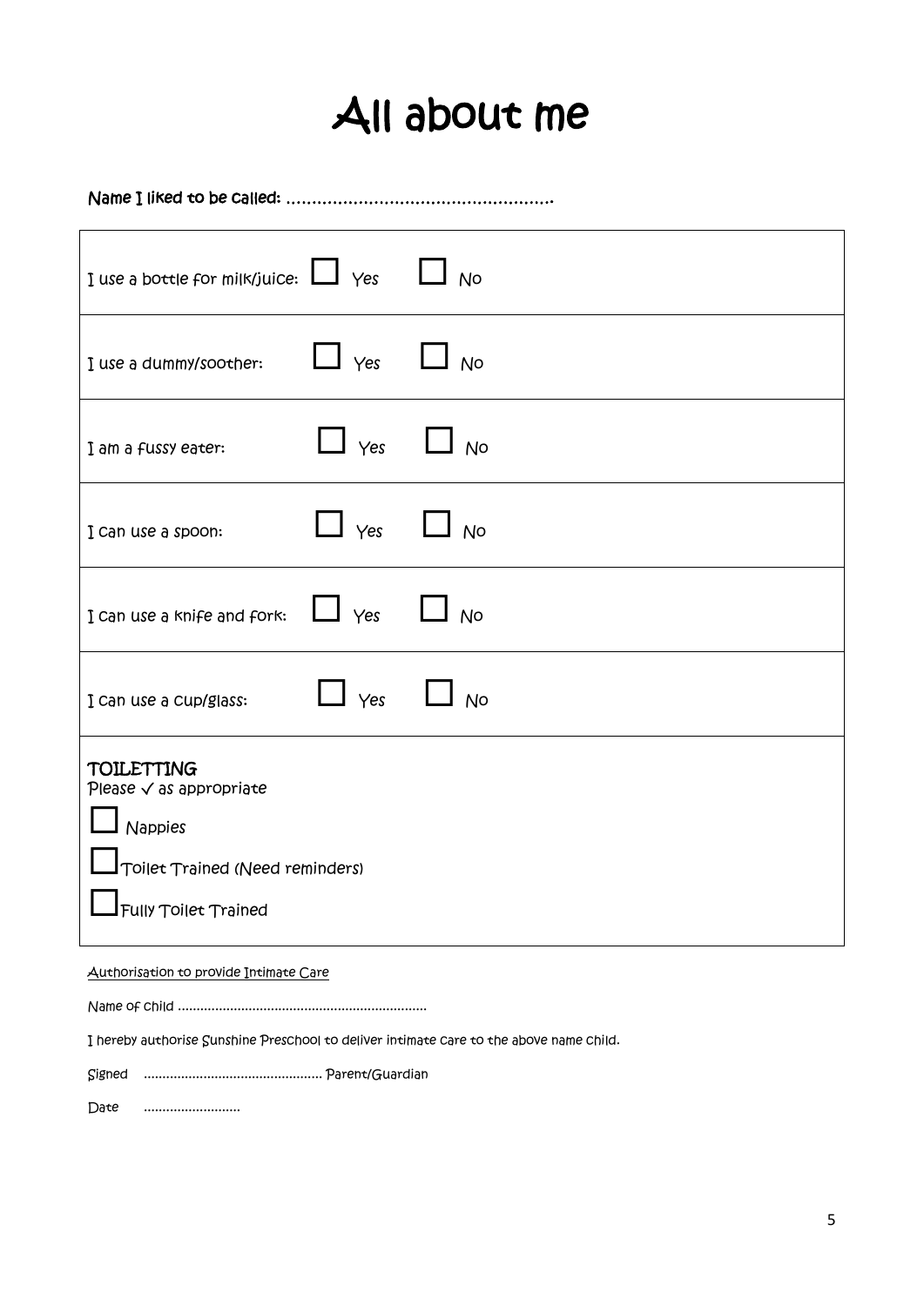# All about me

**Name I liked to be called: ....................................................**

| |
|---|
| I use a bottle for milk/juice: ☐ Yes ☐ No |
| I use a dummy/soother: ☐ Yes ☐ No |
| I am a fussy eater: ☐ Yes ☐ No |
| I can use a spoon: ☐ Yes ☐ No |
| I can use a knife and fork: ☐ Yes ☐ No |
| I can use a cup/glass: ☐ Yes ☐ No |
| **TOILETTING**<br>Please ✓ as appropriate<br>☐ Nappies<br>☐ Toilet Trained (Need reminders)<br>☐ Fully Toilet Trained |

Authorisation to provide Intimate Care

Name of child ..................................................................

I hereby authorise Sunshine Preschool to deliver intimate care to the above name child.

Signed ................................................ Parent/Guardian

Date ..........................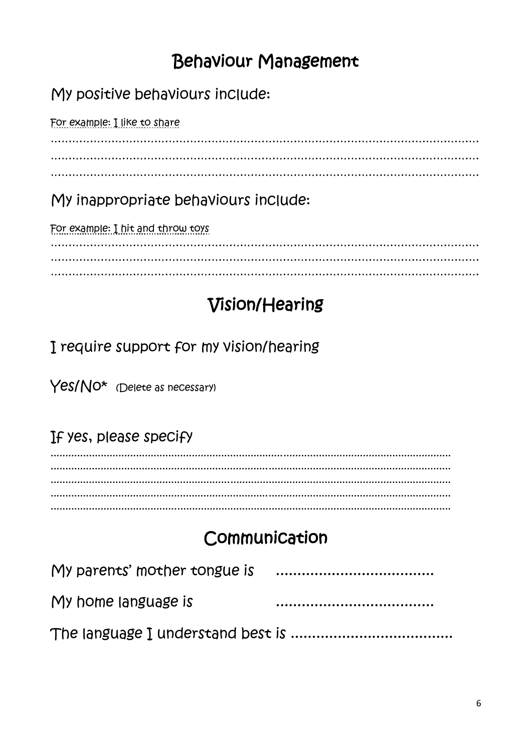# Behaviour Management

## My positive behaviours include:

For example: I like to share

.............................................................................................................................
.............................................................................................................................
.............................................................................................................................

## My inappropriate behaviours include:

For example: I hit and throw toys

.............................................................................................................................
.............................................................................................................................
.............................................................................................................................

# Vision/Hearing

I require support for my vision/hearing

Yes/No* (Delete as necessary)

If yes, please specify

.............................................................................................................................
.............................................................................................................................
.............................................................................................................................
.............................................................................................................................
.............................................................................................................................

# Communication

My parents' mother tongue is .....................................

My home language is .....................................

The language I understand best is .....................................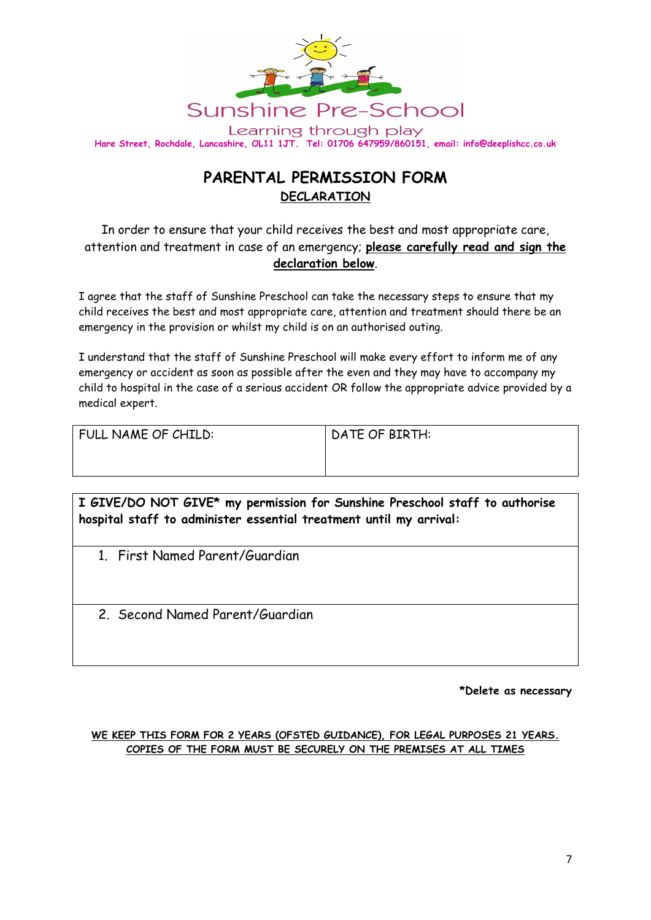Sunshine Pre-School

Learning through play

**Hare Street, Rochdale, Lancashire, OL11 1JT. Tel: 01706 647959/860151, email: info@deeplishcc.co.uk**

# PARENTAL PERMISSION FORM

## DECLARATION

In order to ensure that your child receives the best and most appropriate care, attention and treatment in case of an emergency; **please carefully read and sign the declaration below**.

I agree that the staff of Sunshine Preschool can take the necessary steps to ensure that my child receives the best and most appropriate care, attention and treatment should there be an emergency in the provision or whilst my child is on an authorised outing.

I understand that the staff of Sunshine Preschool will make every effort to inform me of any emergency or accident as soon as possible after the even and they may have to accompany my child to hospital in the case of a serious accident OR follow the appropriate advice provided by a medical expert.

| FULL NAME OF CHILD: | DATE OF BIRTH: |
|---|---|
| | |

| **I GIVE/DO NOT GIVE* my permission for Sunshine Preschool staff to authorise hospital staff to administer essential treatment until my arrival:** |
|---|
| 1. First Named Parent/Guardian |
| 2. Second Named Parent/Guardian |

**\*Delete as necessary**

**WE KEEP THIS FORM FOR 2 YEARS (OFSTED GUIDANCE), FOR LEGAL PURPOSES 21 YEARS. COPIES OF THE FORM MUST BE SECURELY ON THE PREMISES AT ALL TIMES**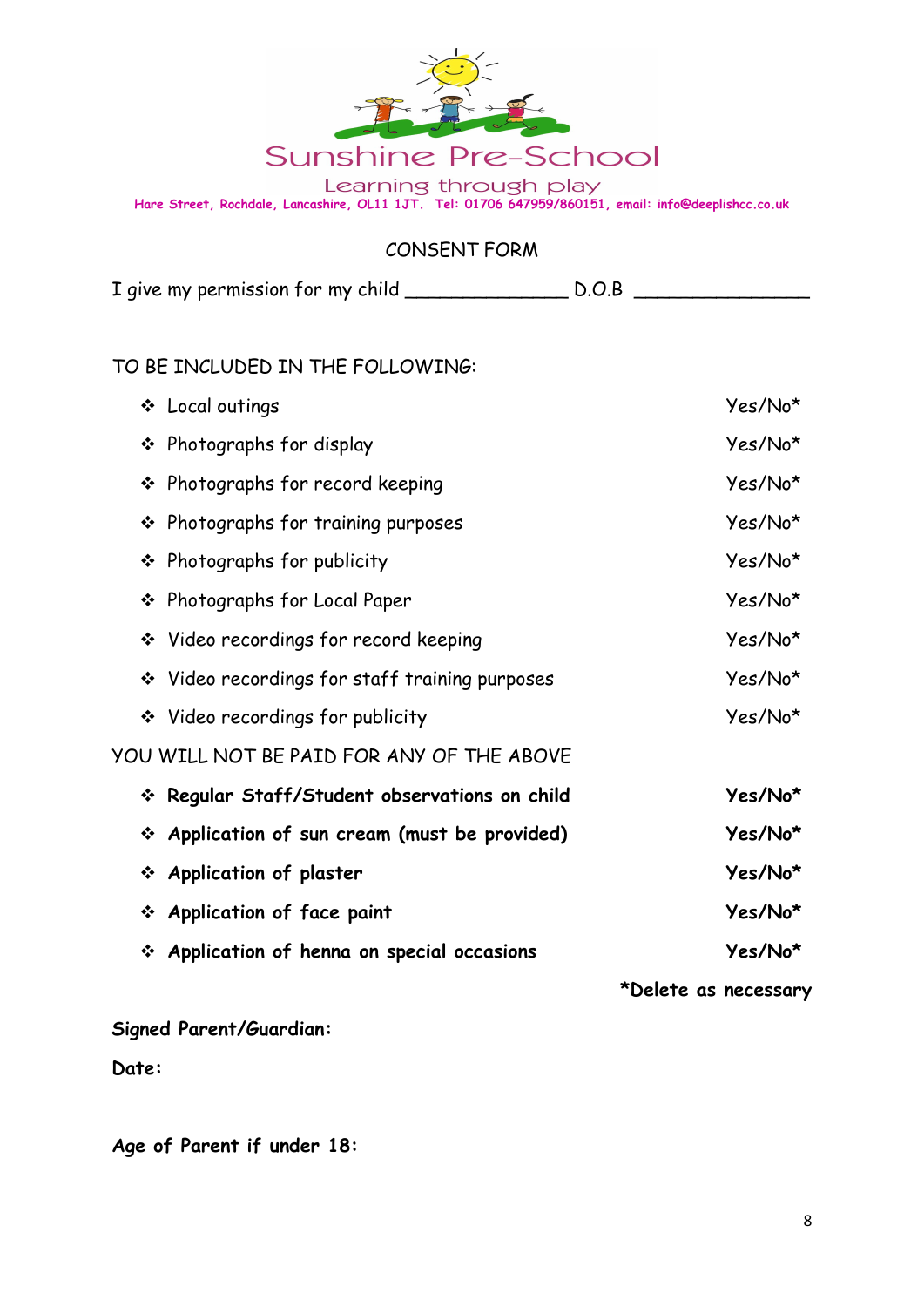# Sunshine Pre-School

Learning through play

Hare Street, Rochdale, Lancashire, OL11 1JT. Tel: 01706 647959/860151, email: info@deeplishcc.co.uk

## CONSENT FORM

I give my permission for my child _______________ D.O.B _______________

TO BE INCLUDED IN THE FOLLOWING:

| | |
|---|---|
| ❖ Local outings | Yes/No* |
| ❖ Photographs for display | Yes/No* |
| ❖ Photographs for record keeping | Yes/No* |
| ❖ Photographs for training purposes | Yes/No* |
| ❖ Photographs for publicity | Yes/No* |
| ❖ Photographs for Local Paper | Yes/No* |
| ❖ Video recordings for record keeping | Yes/No* |
| ❖ Video recordings for staff training purposes | Yes/No* |
| ❖ Video recordings for publicity | Yes/No* |

YOU WILL NOT BE PAID FOR ANY OF THE ABOVE

| | |
|---|---|
| ❖ **Regular Staff/Student observations on child** | **Yes/No*** |
| ❖ **Application of sun cream (must be provided)** | **Yes/No*** |
| ❖ **Application of plaster** | **Yes/No*** |
| ❖ **Application of face paint** | **Yes/No*** |
| ❖ **Application of henna on special occasions** | **Yes/No*** |

**\*Delete as necessary**

**Signed Parent/Guardian:**

**Date:**

**Age of Parent if under 18:**